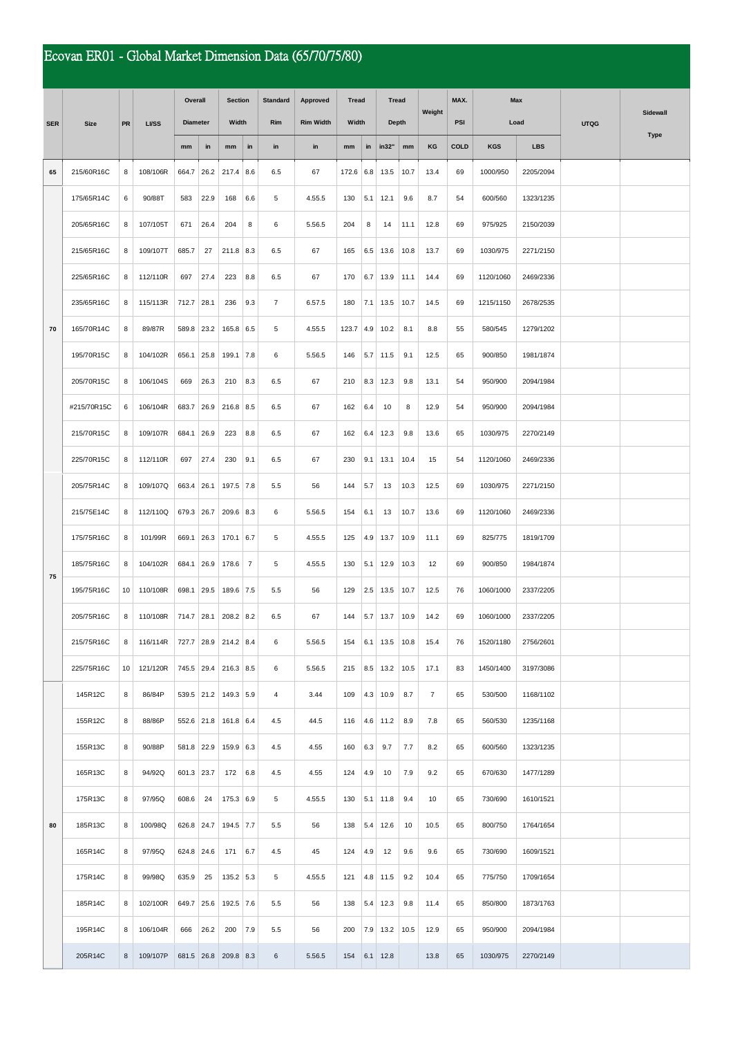# Ecovan ER01 - Global Market Dimension Data (65/70/75/80)

| SER | Size | PR | LI/SS | Overall Diameter | | Section Width | | Standard Rim | Approved Rim Width | Tread Width | | Tread Depth | | Weight | MAX. PSI | Max Load | | UTQG | Sidewall Type |
|---|---|---|---|---|---|---|---|---|---|---|---|---|---|---|---|---|---|---|---|
| | | | | mm | in | mm | in | in | in | mm | in | in32" | mm | KG | COLD | KGS | LBS | | |
| 65 | 215/60R16C | 8 | 108/106R | 664.7 | 26.2 | 217.4 | 8.6 | 6.5 | 67 | 172.6 | 6.8 | 13.5 | 10.7 | 13.4 | 69 | 1000/950 | 2205/2094 | | |
| 70 | 175/65R14C | 6 | 90/88T | 583 | 22.9 | 168 | 6.6 | 5 | 4.55.5 | 130 | 5.1 | 12.1 | 9.6 | 8.7 | 54 | 600/560 | 1323/1235 | | |
| | 205/65R16C | 8 | 107/105T | 671 | 26.4 | 204 | 8 | 6 | 5.56.5 | 204 | 8 | 14 | 11.1 | 12.8 | 69 | 975/925 | 2150/2039 | | |
| | 215/65R16C | 8 | 109/107T | 685.7 | 27 | 211.8 | 8.3 | 6.5 | 67 | 165 | 6.5 | 13.6 | 10.8 | 13.7 | 69 | 1030/975 | 2271/2150 | | |
| | 225/65R16C | 8 | 112/110R | 697 | 27.4 | 223 | 8.8 | 6.5 | 67 | 170 | 6.7 | 13.9 | 11.1 | 14.4 | 69 | 1120/1060 | 2469/2336 | | |
| | 235/65R16C | 8 | 115/113R | 712.7 | 28.1 | 236 | 9.3 | 7 | 6.57.5 | 180 | 7.1 | 13.5 | 10.7 | 14.5 | 69 | 1215/1150 | 2678/2535 | | |
| | 165/70R14C | 8 | 89/87R | 589.8 | 23.2 | 165.8 | 6.5 | 5 | 4.55.5 | 123.7 | 4.9 | 10.2 | 8.1 | 8.8 | 55 | 580/545 | 1279/1202 | | |
| | 195/70R15C | 8 | 104/102R | 656.1 | 25.8 | 199.1 | 7.8 | 6 | 5.56.5 | 146 | 5.7 | 11.5 | 9.1 | 12.5 | 65 | 900/850 | 1981/1874 | | |
| | 205/70R15C | 8 | 106/104S | 669 | 26.3 | 210 | 8.3 | 6.5 | 67 | 210 | 8.3 | 12.3 | 9.8 | 13.1 | 54 | 950/900 | 2094/1984 | | |
| | #215/70R15C | 6 | 106/104R | 683.7 | 26.9 | 216.8 | 8.5 | 6.5 | 67 | 162 | 6.4 | 10 | 8 | 12.9 | 54 | 950/900 | 2094/1984 | | |
| | 215/70R15C | 8 | 109/107R | 684.1 | 26.9 | 223 | 8.8 | 6.5 | 67 | 162 | 6.4 | 12.3 | 9.8 | 13.6 | 65 | 1030/975 | 2270/2149 | | |
| | 225/70R15C | 8 | 112/110R | 697 | 27.4 | 230 | 9.1 | 6.5 | 67 | 230 | 9.1 | 13.1 | 10.4 | 15 | 54 | 1120/1060 | 2469/2336 | | |
| 75 | 205/75R14C | 8 | 109/107Q | 663.4 | 26.1 | 197.5 | 7.8 | 5.5 | 56 | 144 | 5.7 | 13 | 10.3 | 12.5 | 69 | 1030/975 | 2271/2150 | | |
| | 215/75E14C | 8 | 112/110Q | 679.3 | 26.7 | 209.6 | 8.3 | 6 | 5.56.5 | 154 | 6.1 | 13 | 10.7 | 13.6 | 69 | 1120/1060 | 2469/2336 | | |
| | 175/75R16C | 8 | 101/99R | 669.1 | 26.3 | 170.1 | 6.7 | 5 | 4.55.5 | 125 | 4.9 | 13.7 | 10.9 | 11.1 | 69 | 825/775 | 1819/1709 | | |
| | 185/75R16C | 8 | 104/102R | 684.1 | 26.9 | 178.6 | 7 | 5 | 4.55.5 | 130 | 5.1 | 12.9 | 10.3 | 12 | 69 | 900/850 | 1984/1874 | | |
| | 195/75R16C | 10 | 110/108R | 698.1 | 29.5 | 189.6 | 7.5 | 5.5 | 56 | 129 | 2.5 | 13.5 | 10.7 | 12.5 | 76 | 1060/1000 | 2337/2205 | | |
| | 205/75R16C | 8 | 110/108R | 714.7 | 28.1 | 208.2 | 8.2 | 6.5 | 67 | 144 | 5.7 | 13.7 | 10.9 | 14.2 | 69 | 1060/1000 | 2337/2205 | | |
| | 215/75R16C | 8 | 116/114R | 727.7 | 28.9 | 214.2 | 8.4 | 6 | 5.56.5 | 154 | 6.1 | 13.5 | 10.8 | 15.4 | 76 | 1520/1180 | 2756/2601 | | |
| | 225/75R16C | 10 | 121/120R | 745.5 | 29.4 | 216.3 | 8.5 | 6 | 5.56.5 | 215 | 8.5 | 13.2 | 10.5 | 17.1 | 83 | 1450/1400 | 3197/3086 | | |
| 80 | 145R12C | 8 | 86/84P | 539.5 | 21.2 | 149.3 | 5.9 | 4 | 3.44 | 109 | 4.3 | 10.9 | 8.7 | 7 | 65 | 530/500 | 1168/1102 | | |
| | 155R12C | 8 | 88/86P | 552.6 | 21.8 | 161.8 | 6.4 | 4.5 | 44.5 | 116 | 4.6 | 11.2 | 8.9 | 7.8 | 65 | 560/530 | 1235/1168 | | |
| | 155R13C | 8 | 90/88P | 581.8 | 22.9 | 159.9 | 6.3 | 4.5 | 4.55 | 160 | 6.3 | 9.7 | 7.7 | 8.2 | 65 | 600/560 | 1323/1235 | | |
| | 165R13C | 8 | 94/92Q | 601.3 | 23.7 | 172 | 6.8 | 4.5 | 4.55 | 124 | 4.9 | 10 | 7.9 | 9.2 | 65 | 670/630 | 1477/1289 | | |
| | 175R13C | 8 | 97/95Q | 608.6 | 24 | 175.3 | 6.9 | 5 | 4.55.5 | 130 | 5.1 | 11.8 | 9.4 | 10 | 65 | 730/690 | 1610/1521 | | |
| | 185R13C | 8 | 100/98Q | 626.8 | 24.7 | 194.5 | 7.7 | 5.5 | 56 | 138 | 5.4 | 12.6 | 10 | 10.5 | 65 | 800/750 | 1764/1654 | | |
| | 165R14C | 8 | 97/95Q | 624.8 | 24.6 | 171 | 6.7 | 4.5 | 45 | 124 | 4.9 | 12 | 9.6 | 9.6 | 65 | 730/690 | 1609/1521 | | |
| | 175R14C | 8 | 99/98Q | 635.9 | 25 | 135.2 | 5.3 | 5 | 4.55.5 | 121 | 4.8 | 11.5 | 9.2 | 10.4 | 65 | 775/750 | 1709/1654 | | |
| | 185R14C | 8 | 102/100R | 649.7 | 25.6 | 192.5 | 7.6 | 5.5 | 56 | 138 | 5.4 | 12.3 | 9.8 | 11.4 | 65 | 850/800 | 1873/1763 | | |
| | 195R14C | 8 | 106/104R | 666 | 26.2 | 200 | 7.9 | 5.5 | 56 | 200 | 7.9 | 13.2 | 10.5 | 12.9 | 65 | 950/900 | 2094/1984 | | |
| | 205R14C | 8 | 109/107P | 681.5 | 26.8 | 209.8 | 8.3 | 6 | 5.56.5 | 154 | 6.1 | 12.8 | | 13.8 | 65 | 1030/975 | 2270/2149 | | |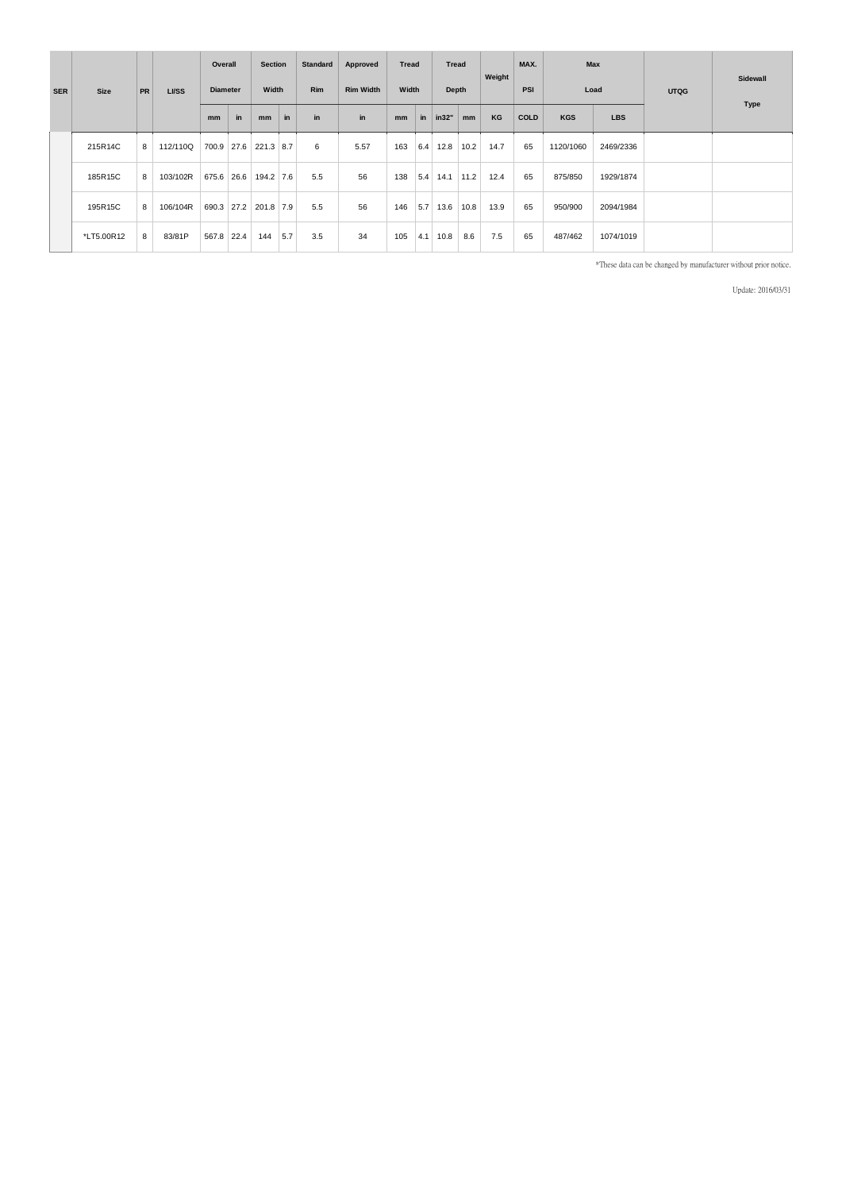| SER | Size | PR | LI/SS | Overall Diameter | | Section Width | | Standard Rim | Approved Rim Width | Tread Width | | Tread Depth | | Weight | MAX. PSI | Max Load | | UTQG | Sidewall Type |
|---|---|---|---|---|---|---|---|---|---|---|---|---|---|---|---|---|---|---|---|
| | | | | mm | in | mm | in | in | in | mm | in | in32" | mm | KG | COLD | KGS | LBS | | |
| | 215R14C | 8 | 112/110Q | 700.9 | 27.6 | 221.3 | 8.7 | 6 | 5.57 | 163 | 6.4 | 12.8 | 10.2 | 14.7 | 65 | 1120/1060 | 2469/2336 | | |
| | 185R15C | 8 | 103/102R | 675.6 | 26.6 | 194.2 | 7.6 | 5.5 | 56 | 138 | 5.4 | 14.1 | 11.2 | 12.4 | 65 | 875/850 | 1929/1874 | | |
| | 195R15C | 8 | 106/104R | 690.3 | 27.2 | 201.8 | 7.9 | 5.5 | 56 | 146 | 5.7 | 13.6 | 10.8 | 13.9 | 65 | 950/900 | 2094/1984 | | |
| | *LT5.00R12 | 8 | 83/81P | 567.8 | 22.4 | 144 | 5.7 | 3.5 | 34 | 105 | 4.1 | 10.8 | 8.6 | 7.5 | 65 | 487/462 | 1074/1019 | | |

*These data can be changed by manufacturer without prior notice.

Update: 2016/03/31